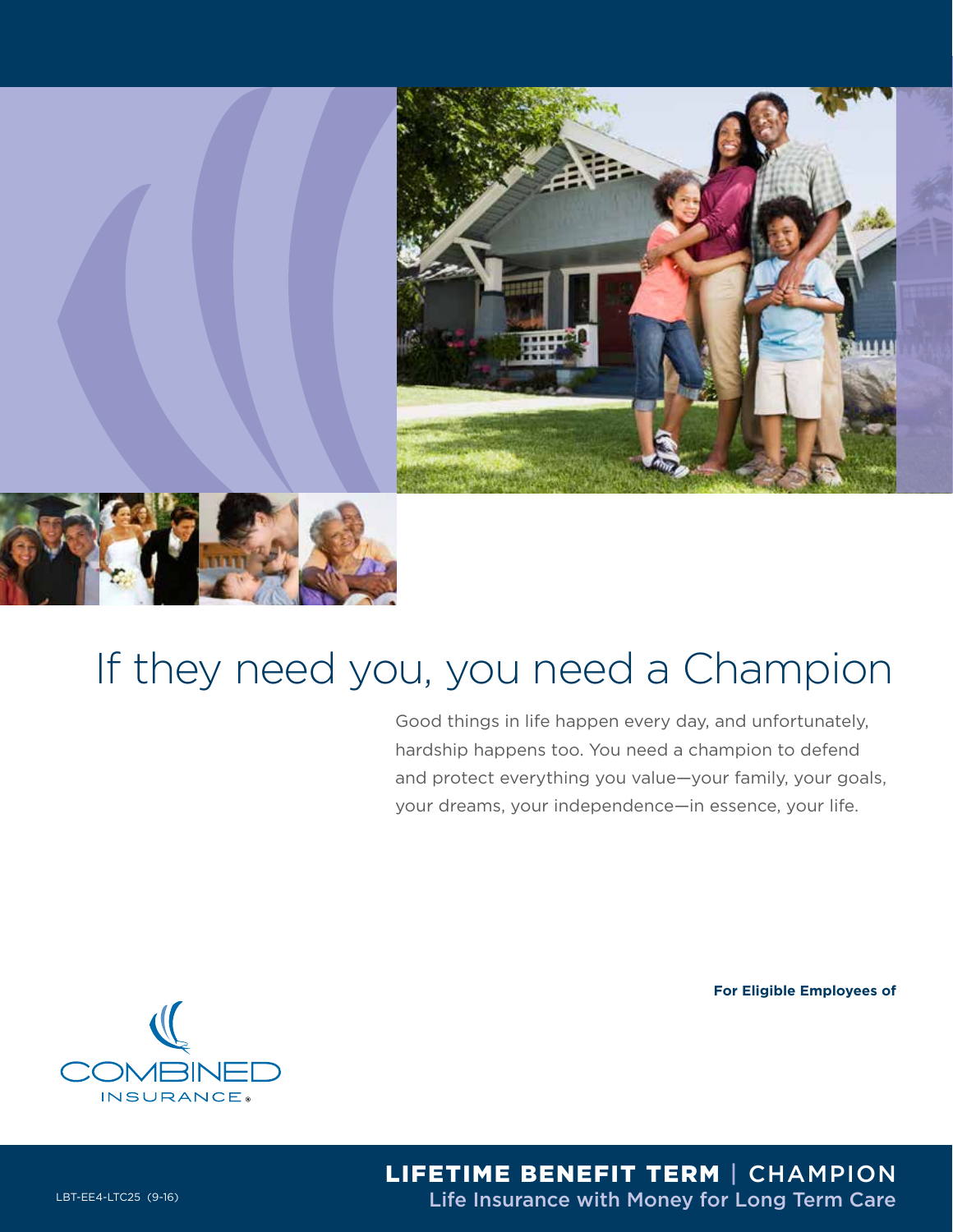# If they need you, you need a Champion

Good things in life happen every day, and unfortunately, hardship happens too. You need a champion to defend and protect everything you value—your family, your goals, your dreams, your independence—in essence, your life.

**For Eligible Employees of**

COMBINED INSURANCE®

LBT-EE4-LTC25 (9-16)

**LIFETIME BENEFIT TERM** | CHAMPION

Life Insurance with Money for Long Term Care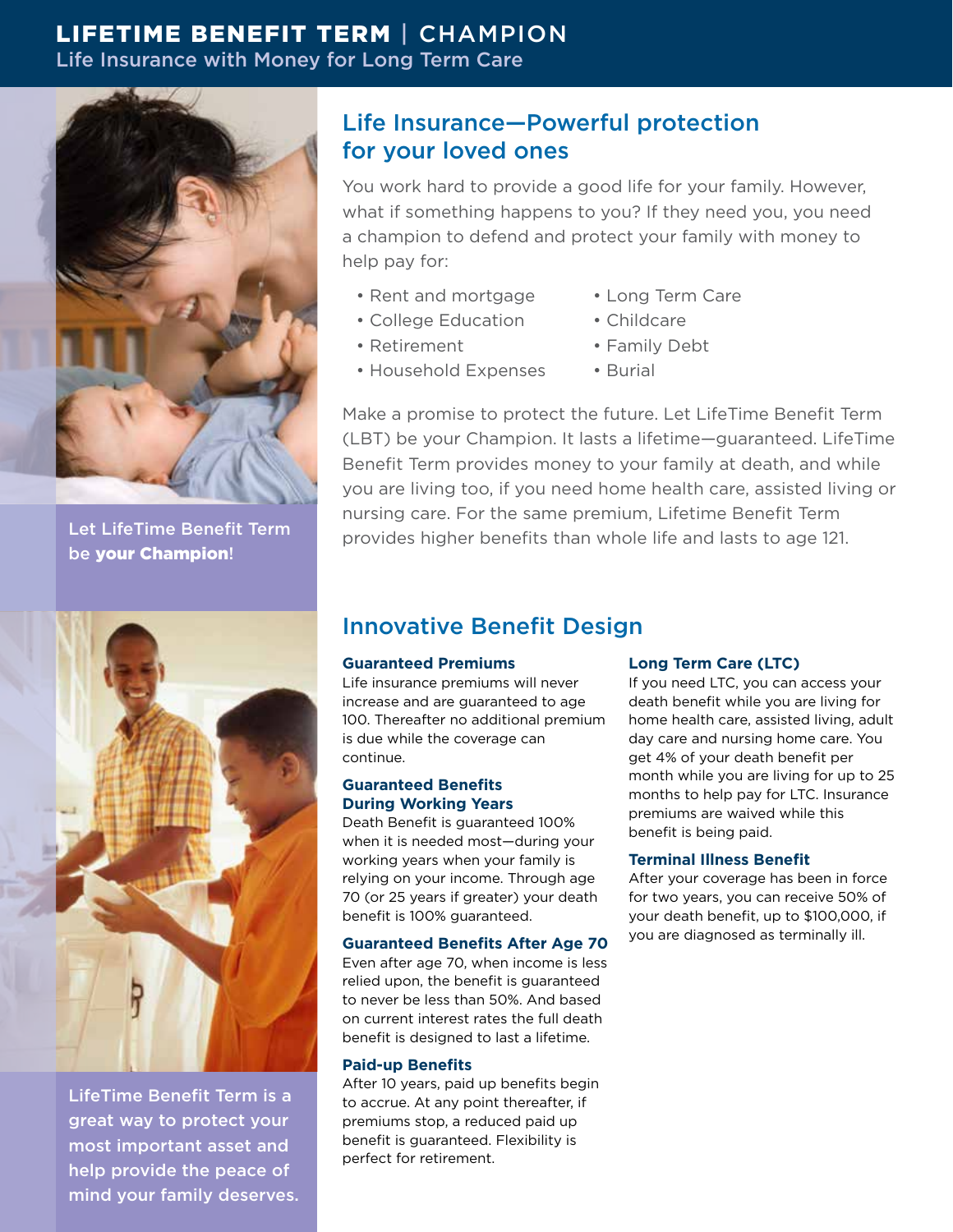# LIFETIME BENEFIT TERM | CHAMPION

Life Insurance with Money for Long Term Care

Let LifeTime Benefit Term be **your Champion**!

## Life Insurance—Powerful protection for your loved ones

You work hard to provide a good life for your family. However, what if something happens to you? If they need you, you need a champion to defend and protect your family with money to help pay for:

- Rent and mortgage
- College Education
- Retirement
- Household Expenses
- Long Term Care
- Childcare
- Family Debt
- Burial

Make a promise to protect the future. Let LifeTime Benefit Term (LBT) be your Champion. It lasts a lifetime—guaranteed. LifeTime Benefit Term provides money to your family at death, and while you are living too, if you need home health care, assisted living or nursing care. For the same premium, Lifetime Benefit Term provides higher benefits than whole life and lasts to age 121.

LifeTime Benefit Term is a great way to protect your most important asset and help provide the peace of mind your family deserves.

## Innovative Benefit Design

### Guaranteed Premiums

Life insurance premiums will never increase and are guaranteed to age 100. Thereafter no additional premium is due while the coverage can continue.

### Guaranteed Benefits During Working Years

Death Benefit is guaranteed 100% when it is needed most—during your working years when your family is relying on your income. Through age 70 (or 25 years if greater) your death benefit is 100% guaranteed.

### Guaranteed Benefits After Age 70

Even after age 70, when income is less relied upon, the benefit is guaranteed to never be less than 50%. And based on current interest rates the full death benefit is designed to last a lifetime.

### Paid-up Benefits

After 10 years, paid up benefits begin to accrue. At any point thereafter, if premiums stop, a reduced paid up benefit is guaranteed. Flexibility is perfect for retirement.

### Long Term Care (LTC)

If you need LTC, you can access your death benefit while you are living for home health care, assisted living, adult day care and nursing home care. You get 4% of your death benefit per month while you are living for up to 25 months to help pay for LTC. Insurance premiums are waived while this benefit is being paid.

### Terminal Illness Benefit

After your coverage has been in force for two years, you can receive 50% of your death benefit, up to $100,000, if you are diagnosed as terminally ill.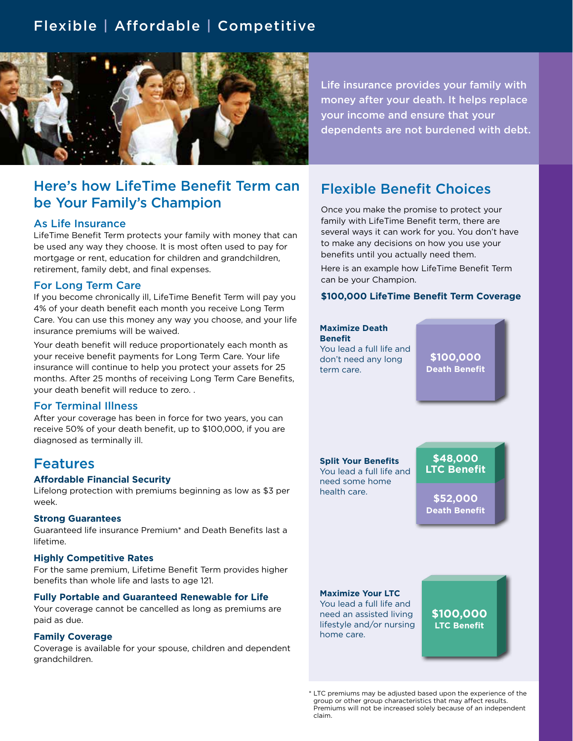# Flexible | Affordable | Competitive

Life insurance provides your family with money after your death. It helps replace your income and ensure that your dependents are not burdened with debt.

## Here's how LifeTime Benefit Term can be Your Family's Champion

### As Life Insurance

LifeTime Benefit Term protects your family with money that can be used any way they choose. It is most often used to pay for mortgage or rent, education for children and grandchildren, retirement, family debt, and final expenses.

### For Long Term Care

If you become chronically ill, LifeTime Benefit Term will pay you 4% of your death benefit each month you receive Long Term Care. You can use this money any way you choose, and your life insurance premiums will be waived.

Your death benefit will reduce proportionately each month as your receive benefit payments for Long Term Care. Your life insurance will continue to help you protect your assets for 25 months. After 25 months of receiving Long Term Care Benefits, your death benefit will reduce to zero. .

### For Terminal Illness

After your coverage has been in force for two years, you can receive 50% of your death benefit, up to $100,000, if you are diagnosed as terminally ill.

## Features

**Affordable Financial Security**

Lifelong protection with premiums beginning as low as $3 per week.

**Strong Guarantees**

Guaranteed life insurance Premium* and Death Benefits last a lifetime.

**Highly Competitive Rates**

For the same premium, Lifetime Benefit Term provides higher benefits than whole life and lasts to age 121.

**Fully Portable and Guaranteed Renewable for Life**

Your coverage cannot be cancelled as long as premiums are paid as due.

**Family Coverage**

Coverage is available for your spouse, children and dependent grandchildren.

## Flexible Benefit Choices

Once you make the promise to protect your family with LifeTime Benefit term, there are several ways it can work for you. You don't have to make any decisions on how you use your benefits until you actually need them.

Here is an example how LifeTime Benefit Term can be your Champion.

**$100,000 LifeTime Benefit Term Coverage**

**Maximize Death Benefit**
You lead a full life and don't need any long term care.

**$100,000**
**Death Benefit**

**Split Your Benefits**
You lead a full life and need some home health care.

**$48,000**
**LTC Benefit**

**$52,000**
**Death Benefit**

**Maximize Your LTC**
You lead a full life and need an assisted living lifestyle and/or nursing home care.

**$100,000**
**LTC Benefit**

\* LTC premiums may be adjusted based upon the experience of the group or other group characteristics that may affect results. Premiums will not be increased solely because of an independent claim.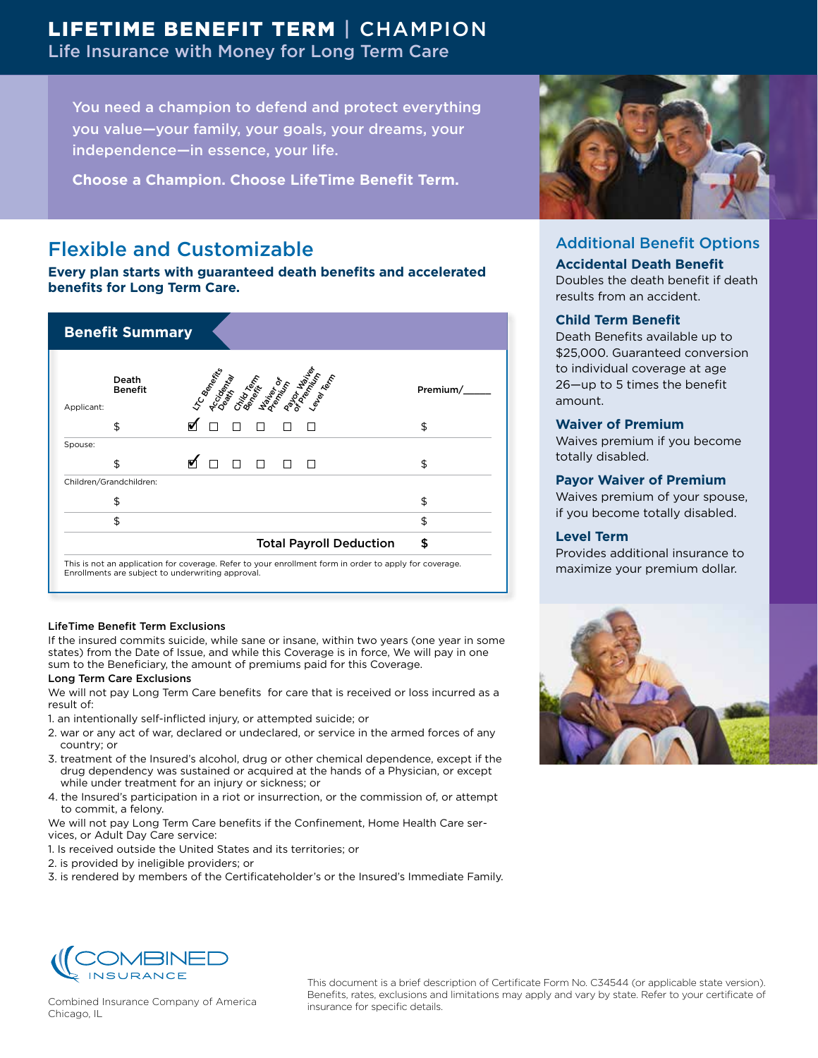# LIFETIME BENEFIT TERM | CHAMPION

Life Insurance with Money for Long Term Care

You need a champion to defend and protect everything you value—your family, your goals, your dreams, your independence—in essence, your life.

**Choose a Champion. Choose LifeTime Benefit Term.**

## Flexible and Customizable

**Every plan starts with guaranteed death benefits and accelerated benefits for Long Term Care.**

### Benefit Summary

| | Death Benefit | LTC Benefits | Accidental Death | Child Term Benefit | Waiver of Premium | Payor Waiver of Premium | Level Term | Premium/_____ |
|---|---|---|---|---|---|---|---|---|
| Applicant: | $ | ☑ | ☐ | ☐ | ☐ | ☐ | ☐ | $ |
| Spouse: | $ | ☑ | ☐ | ☐ | ☐ | ☐ | ☐ | $ |
| Children/Grandchildren: | $ | | | | | | | $ |
| | $ | | | | | | | $ |
| | | | | | **Total Payroll Deduction** | | | **$** |

This is not an application for coverage. Refer to your enrollment form in order to apply for coverage. Enrollments are subject to underwriting approval.

## Additional Benefit Options

### Accidental Death Benefit

Doubles the death benefit if death results from an accident.

### Child Term Benefit

Death Benefits available up to $25,000. Guaranteed conversion to individual coverage at age 26—up to 5 times the benefit amount.

### Waiver of Premium

Waives premium if you become totally disabled.

### Payor Waiver of Premium

Waives premium of your spouse, if you become totally disabled.

### Level Term

Provides additional insurance to maximize your premium dollar.

**LifeTime Benefit Term Exclusions**

If the insured commits suicide, while sane or insane, within two years (one year in some states) from the Date of Issue, and while this Coverage is in force, We will pay in one sum to the Beneficiary, the amount of premiums paid for this Coverage.

**Long Term Care Exclusions**

We will not pay Long Term Care benefits for care that is received or loss incurred as a result of:

1. an intentionally self-inflicted injury, or attempted suicide; or
2. war or any act of war, declared or undeclared, or service in the armed forces of any country; or
3. treatment of the Insured's alcohol, drug or other chemical dependence, except if the drug dependency was sustained or acquired at the hands of a Physician, or except while under treatment for an injury or sickness; or
4. the Insured's participation in a riot or insurrection, or the commission of, or attempt to commit, a felony.

We will not pay Long Term Care benefits if the Confinement, Home Health Care services, or Adult Day Care service:

1. Is received outside the United States and its territories; or
2. is provided by ineligible providers; or
3. is rendered by members of the Certificateholder's or the Insured's Immediate Family.

COMBINED INSURANCE

Combined Insurance Company of America
Chicago, IL

This document is a brief description of Certificate Form No. C34544 (or applicable state version). Benefits, rates, exclusions and limitations may apply and vary by state. Refer to your certificate of insurance for specific details.